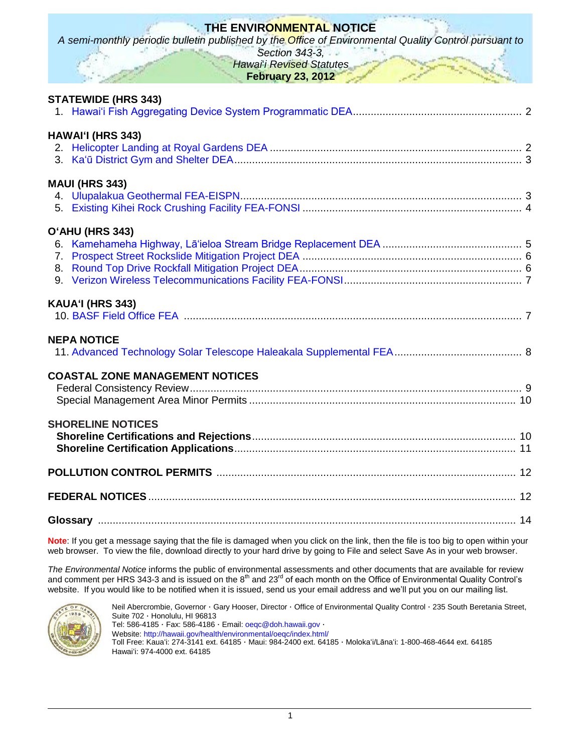# THE ENVIRONMENTAL NOTICE

*A semi-monthly periodic bulletin published by the Office of Environmental Quality Control pursuant to Section 343-3, Hawai'i Revised Statutes*

**February 23, 2012**

## STATEWIDE (HRS 343)

1. Hawai'i Fish Aggregating Device System Programmatic DEA........................................................ 2

## HAWAI'I (HRS 343)

2. Helicopter Landing at Royal Gardens DEA .................................................................................... 2
3. Ka'ū District Gym and Shelter DEA................................................................................................ 3

## MAUI (HRS 343)

4. Ulupalakua Geothermal FEA-EISPN............................................................................................. 3
5. Existing Kihei Rock Crushing Facility FEA-FONSI ......................................................................... 4

## O'AHU (HRS 343)

6. Kamehameha Highway, Lā'ieloa Stream Bridge Replacement DEA .............................................. 5
7. Prospect Street Rockslide Mitigation Project DEA ......................................................................... 6
8. Round Top Drive Rockfall Mitigation Project DEA.......................................................................... 6
9. Verizon Wireless Telecommunications Facility FEA-FONSI........................................................... 7

## KAUA'I (HRS 343)

10. BASF Field Office FEA ................................................................................................................ 7

## NEPA NOTICE

11. Advanced Technology Solar Telescope Haleakala Supplemental FEA.......................................... 8

## COASTAL ZONE MANAGEMENT NOTICES

Federal Consistency Review.............................................................................................................. 9
Special Management Area Minor Permits ........................................................................................ 10

## SHORELINE NOTICES

**Shoreline Certifications and Rejections**...................................................................................... 10
**Shoreline Certification Applications**............................................................................................. 11

## POLLUTION CONTROL PERMITS ................................................................................................... 12

## FEDERAL NOTICES .......................................................................................................................... 12

## Glossary .......................................................................................................................................... 14

**Note**: If you get a message saying that the file is damaged when you click on the link, then the file is too big to open within your web browser. To view the file, download directly to your hard drive by going to File and select Save As in your web browser.

*The Environmental Notice* informs the public of environmental assessments and other documents that are available for review and comment per HRS 343-3 and is issued on the 8th and 23rd of each month on the Office of Environmental Quality Control's website. If you would like to be notified when it is issued, send us your email address and we'll put you on our mailing list.

Neil Abercrombie, Governor · Gary Hooser, Director · Office of Environmental Quality Control · 235 South Beretania Street, Suite 702 · Honolulu, HI 96813
Tel: 586-4185 · Fax: 586-4186 · Email: oeqc@doh.hawaii.gov ·
Website: http://hawaii.gov/health/environmental/oeqc/index.html/
Toll Free: Kaua'i: 274-3141 ext. 64185 · Maui: 984-2400 ext. 64185 · Moloka'i/Lāna'i: 1-800-468-4644 ext. 64185
Hawai'i: 974-4000 ext. 64185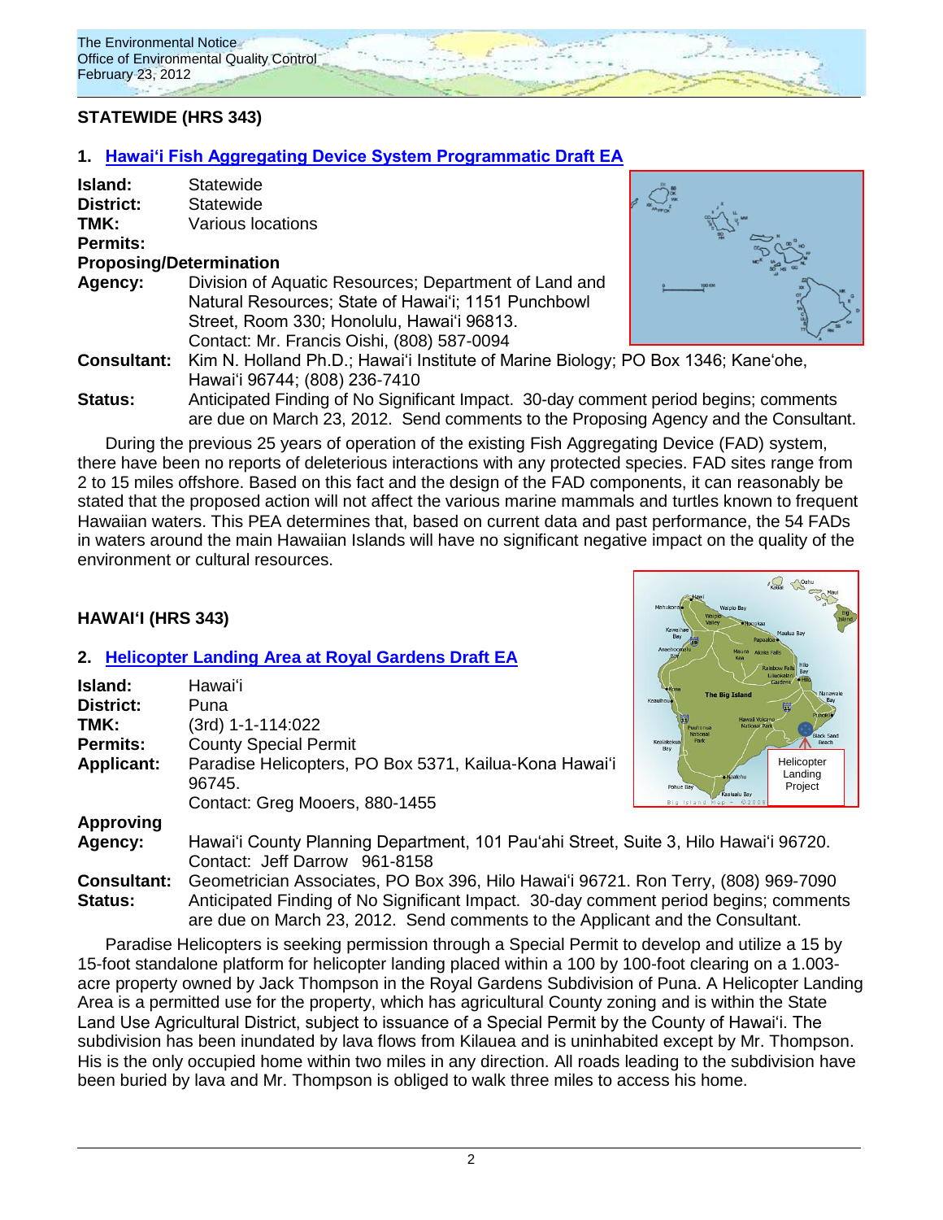## STATEWIDE (HRS 343)

### 1. Hawaiʻi Fish Aggregating Device System Programmatic Draft EA

**Island:** Statewide
**District:** Statewide
**TMK:** Various locations
**Permits:**
**Proposing/Determination Agency:** Division of Aquatic Resources; Department of Land and Natural Resources; State of Hawaiʻi; 1151 Punchbowl Street, Room 330; Honolulu, Hawaiʻi 96813. Contact: Mr. Francis Oishi, (808) 587-0094
**Consultant:** Kim N. Holland Ph.D.; Hawaiʻi Institute of Marine Biology; PO Box 1346; Kaneʻohe, Hawaiʻi 96744; (808) 236-7410
**Status:** Anticipated Finding of No Significant Impact. 30-day comment period begins; comments are due on March 23, 2012. Send comments to the Proposing Agency and the Consultant.

During the previous 25 years of operation of the existing Fish Aggregating Device (FAD) system, there have been no reports of deleterious interactions with any protected species. FAD sites range from 2 to 15 miles offshore. Based on this fact and the design of the FAD components, it can reasonably be stated that the proposed action will not affect the various marine mammals and turtles known to frequent Hawaiian waters. This PEA determines that, based on current data and past performance, the 54 FADs in waters around the main Hawaiian Islands will have no significant negative impact on the quality of the environment or cultural resources.

## HAWAIʻI (HRS 343)

### 2. Helicopter Landing Area at Royal Gardens Draft EA

**Island:** Hawaiʻi
**District:** Puna
**TMK:** (3rd) 1-1-114:022
**Permits:** County Special Permit
**Applicant:** Paradise Helicopters, PO Box 5371, Kailua-Kona Hawaiʻi 96745. Contact: Greg Mooers, 880-1455
**Approving Agency:** Hawaiʻi County Planning Department, 101 Pauʻahi Street, Suite 3, Hilo Hawaiʻi 96720. Contact: Jeff Darrow 961-8158
**Consultant:** Geometrician Associates, PO Box 396, Hilo Hawaiʻi 96721. Ron Terry, (808) 969-7090
**Status:** Anticipated Finding of No Significant Impact. 30-day comment period begins; comments are due on March 23, 2012. Send comments to the Applicant and the Consultant.

Paradise Helicopters is seeking permission through a Special Permit to develop and utilize a 15 by 15-foot standalone platform for helicopter landing placed within a 100 by 100-foot clearing on a 1.003-acre property owned by Jack Thompson in the Royal Gardens Subdivision of Puna. A Helicopter Landing Area is a permitted use for the property, which has agricultural County zoning and is within the State Land Use Agricultural District, subject to issuance of a Special Permit by the County of Hawaiʻi. The subdivision has been inundated by lava flows from Kilauea and is uninhabited except by Mr. Thompson. His is the only occupied home within two miles in any direction. All roads leading to the subdivision have been buried by lava and Mr. Thompson is obliged to walk three miles to access his home.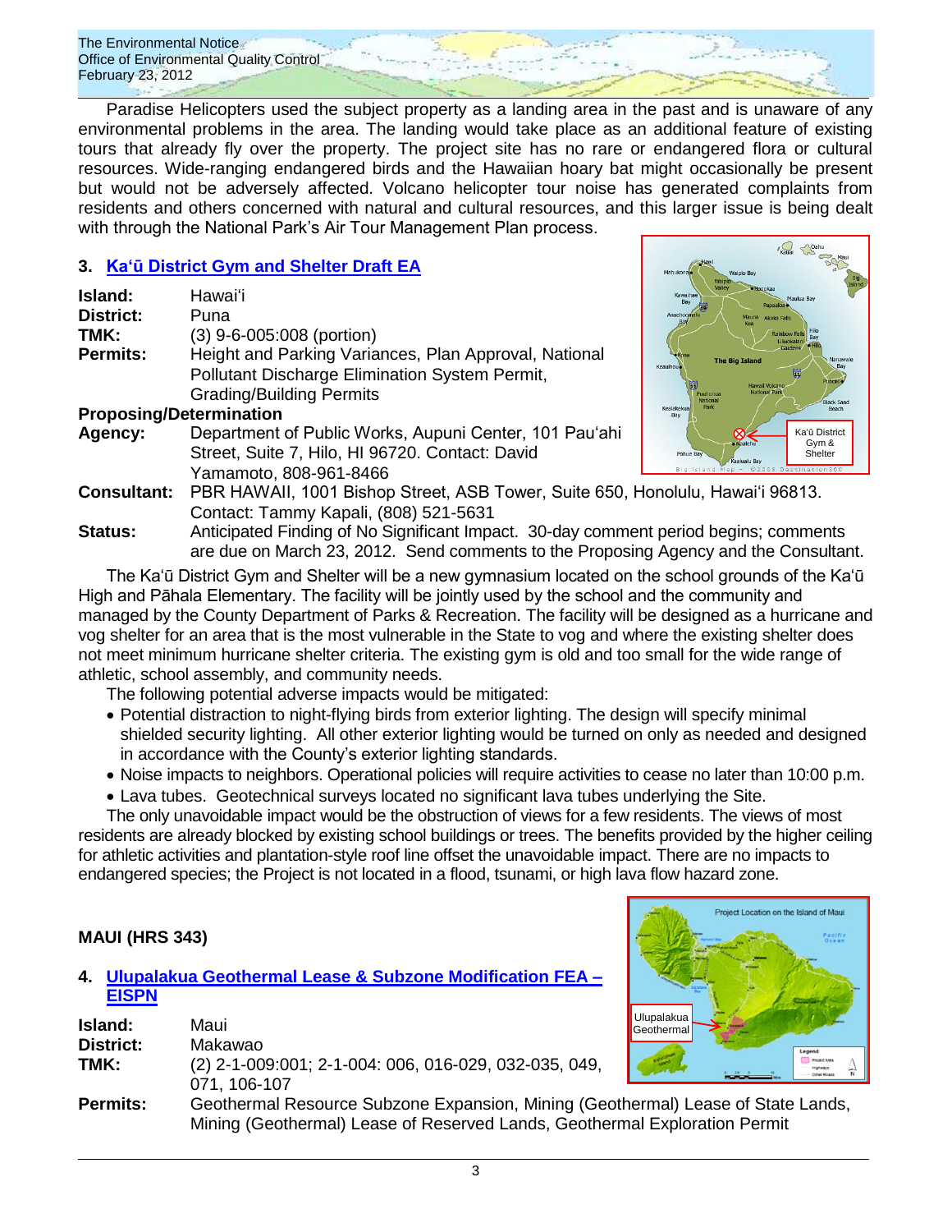Paradise Helicopters used the subject property as a landing area in the past and is unaware of any environmental problems in the area. The landing would take place as an additional feature of existing tours that already fly over the property. The project site has no rare or endangered flora or cultural resources. Wide-ranging endangered birds and the Hawaiian hoary bat might occasionally be present but would not be adversely affected. Volcano helicopter tour noise has generated complaints from residents and others concerned with natural and cultural resources, and this larger issue is being dealt with through the National Park's Air Tour Management Plan process.

### 3. Ka'ū District Gym and Shelter Draft EA

**Island:** Hawai'i
**District:** Puna
**TMK:** (3) 9-6-005:008 (portion)
**Permits:** Height and Parking Variances, Plan Approval, National Pollutant Discharge Elimination System Permit, Grading/Building Permits
**Proposing/Determination Agency:** Department of Public Works, Aupuni Center, 101 Pau'ahi Street, Suite 7, Hilo, HI 96720. Contact: David Yamamoto, 808-961-8466
**Consultant:** PBR HAWAII, 1001 Bishop Street, ASB Tower, Suite 650, Honolulu, Hawai'i 96813. Contact: Tammy Kapali, (808) 521-5631
**Status:** Anticipated Finding of No Significant Impact. 30-day comment period begins; comments are due on March 23, 2012. Send comments to the Proposing Agency and the Consultant.

The Ka'ū District Gym and Shelter will be a new gymnasium located on the school grounds of the Ka'ū High and Pāhala Elementary. The facility will be jointly used by the school and the community and managed by the County Department of Parks & Recreation. The facility will be designed as a hurricane and vog shelter for an area that is the most vulnerable in the State to vog and where the existing shelter does not meet minimum hurricane shelter criteria. The existing gym is old and too small for the wide range of athletic, school assembly, and community needs.

The following potential adverse impacts would be mitigated:

- Potential distraction to night-flying birds from exterior lighting. The design will specify minimal shielded security lighting. All other exterior lighting would be turned on only as needed and designed in accordance with the County's exterior lighting standards.
- Noise impacts to neighbors. Operational policies will require activities to cease no later than 10:00 p.m.
- Lava tubes. Geotechnical surveys located no significant lava tubes underlying the Site.

The only unavoidable impact would be the obstruction of views for a few residents. The views of most residents are already blocked by existing school buildings or trees. The benefits provided by the higher ceiling for athletic activities and plantation-style roof line offset the unavoidable impact. There are no impacts to endangered species; the Project is not located in a flood, tsunami, or high lava flow hazard zone.

## MAUI (HRS 343)

### 4. Ulupalakua Geothermal Lease & Subzone Modification FEA – EISPN

**Island:** Maui
**District:** Makawao
**TMK:** (2) 2-1-009:001; 2-1-004: 006, 016-029, 032-035, 049, 071, 106-107
**Permits:** Geothermal Resource Subzone Expansion, Mining (Geothermal) Lease of State Lands, Mining (Geothermal) Lease of Reserved Lands, Geothermal Exploration Permit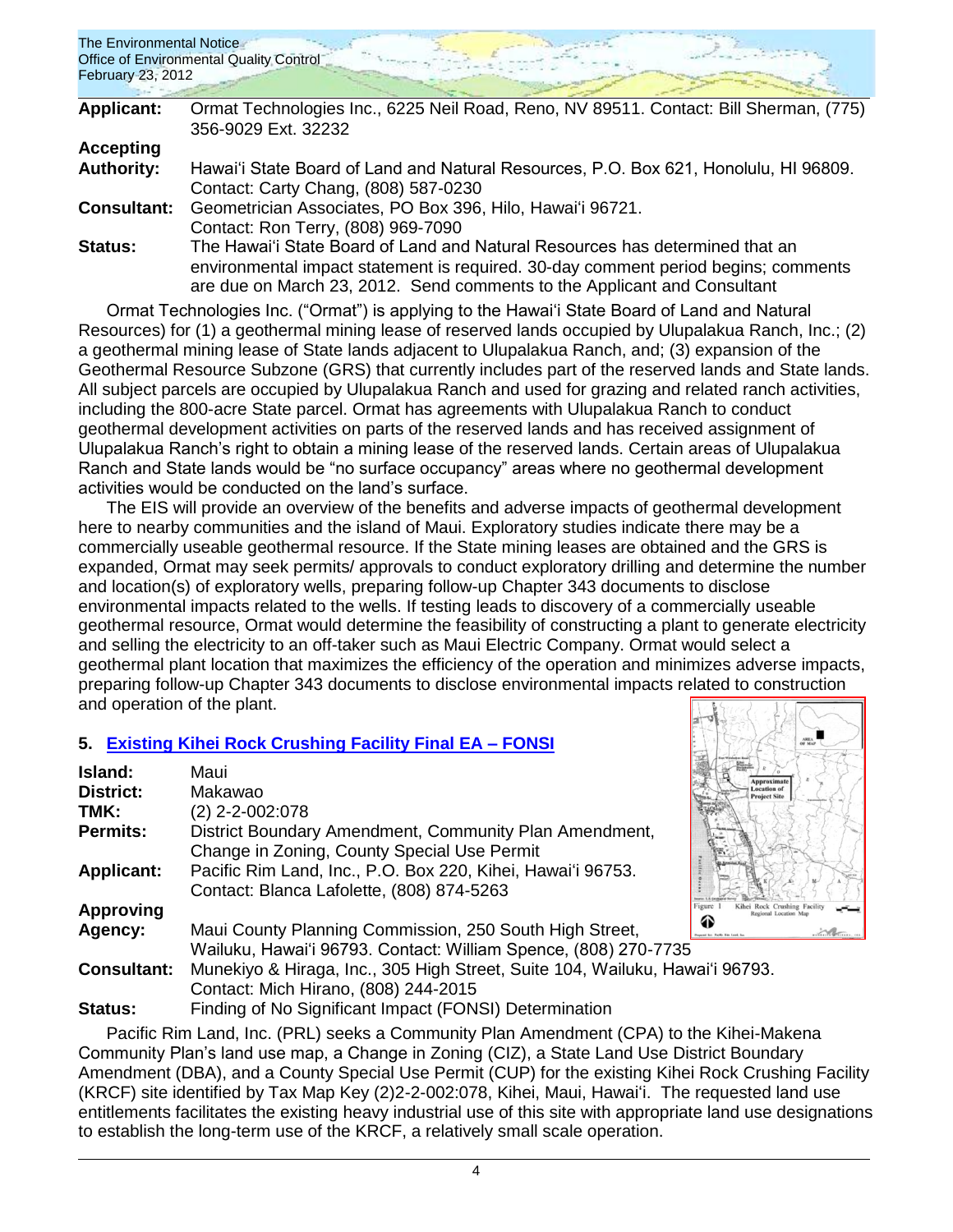**Applicant:** Ormat Technologies Inc., 6225 Neil Road, Reno, NV 89511. Contact: Bill Sherman, (775) 356-9029 Ext. 32232

**Accepting Authority:** Hawaiʻi State Board of Land and Natural Resources, P.O. Box 621, Honolulu, HI 96809. Contact: Carty Chang, (808) 587-0230

**Consultant:** Geometrician Associates, PO Box 396, Hilo, Hawaiʻi 96721. Contact: Ron Terry, (808) 969-7090

**Status:** The Hawaiʻi State Board of Land and Natural Resources has determined that an environmental impact statement is required. 30-day comment period begins; comments are due on March 23, 2012. Send comments to the Applicant and Consultant

Ormat Technologies Inc. ("Ormat") is applying to the Hawaiʻi State Board of Land and Natural Resources) for (1) a geothermal mining lease of reserved lands occupied by Ulupalakua Ranch, Inc.; (2) a geothermal mining lease of State lands adjacent to Ulupalakua Ranch, and; (3) expansion of the Geothermal Resource Subzone (GRS) that currently includes part of the reserved lands and State lands. All subject parcels are occupied by Ulupalakua Ranch and used for grazing and related ranch activities, including the 800-acre State parcel. Ormat has agreements with Ulupalakua Ranch to conduct geothermal development activities on parts of the reserved lands and has received assignment of Ulupalakua Ranch's right to obtain a mining lease of the reserved lands. Certain areas of Ulupalakua Ranch and State lands would be "no surface occupancy" areas where no geothermal development activities would be conducted on the land's surface.

The EIS will provide an overview of the benefits and adverse impacts of geothermal development here to nearby communities and the island of Maui. Exploratory studies indicate there may be a commercially useable geothermal resource. If the State mining leases are obtained and the GRS is expanded, Ormat may seek permits/ approvals to conduct exploratory drilling and determine the number and location(s) of exploratory wells, preparing follow-up Chapter 343 documents to disclose environmental impacts related to the wells. If testing leads to discovery of a commercially useable geothermal resource, Ormat would determine the feasibility of constructing a plant to generate electricity and selling the electricity to an off-taker such as Maui Electric Company. Ormat would select a geothermal plant location that maximizes the efficiency of the operation and minimizes adverse impacts, preparing follow-up Chapter 343 documents to disclose environmental impacts related to construction and operation of the plant.

## 5. Existing Kihei Rock Crushing Facility Final EA – FONSI

**Island:** Maui

**District:** Makawao

**TMK:** (2) 2-2-002:078

**Permits:** District Boundary Amendment, Community Plan Amendment, Change in Zoning, County Special Use Permit

**Applicant:** Pacific Rim Land, Inc., P.O. Box 220, Kihei, Hawaiʻi 96753. Contact: Blanca Lafolette, (808) 874-5263

**Approving Agency:** Maui County Planning Commission, 250 South High Street, Wailuku, Hawaiʻi 96793. Contact: William Spence, (808) 270-7735

**Consultant:** Munekiyo & Hiraga, Inc., 305 High Street, Suite 104, Wailuku, Hawaiʻi 96793. Contact: Mich Hirano, (808) 244-2015

**Status:** Finding of No Significant Impact (FONSI) Determination

Figure 1 Kihei Rock Crushing Facility Regional Location Map

Pacific Rim Land, Inc. (PRL) seeks a Community Plan Amendment (CPA) to the Kihei-Makena Community Plan's land use map, a Change in Zoning (CIZ), a State Land Use District Boundary Amendment (DBA), and a County Special Use Permit (CUP) for the existing Kihei Rock Crushing Facility (KRCF) site identified by Tax Map Key (2)2-2-002:078, Kihei, Maui, Hawaiʻi. The requested land use entitlements facilitates the existing heavy industrial use of this site with appropriate land use designations to establish the long-term use of the KRCF, a relatively small scale operation.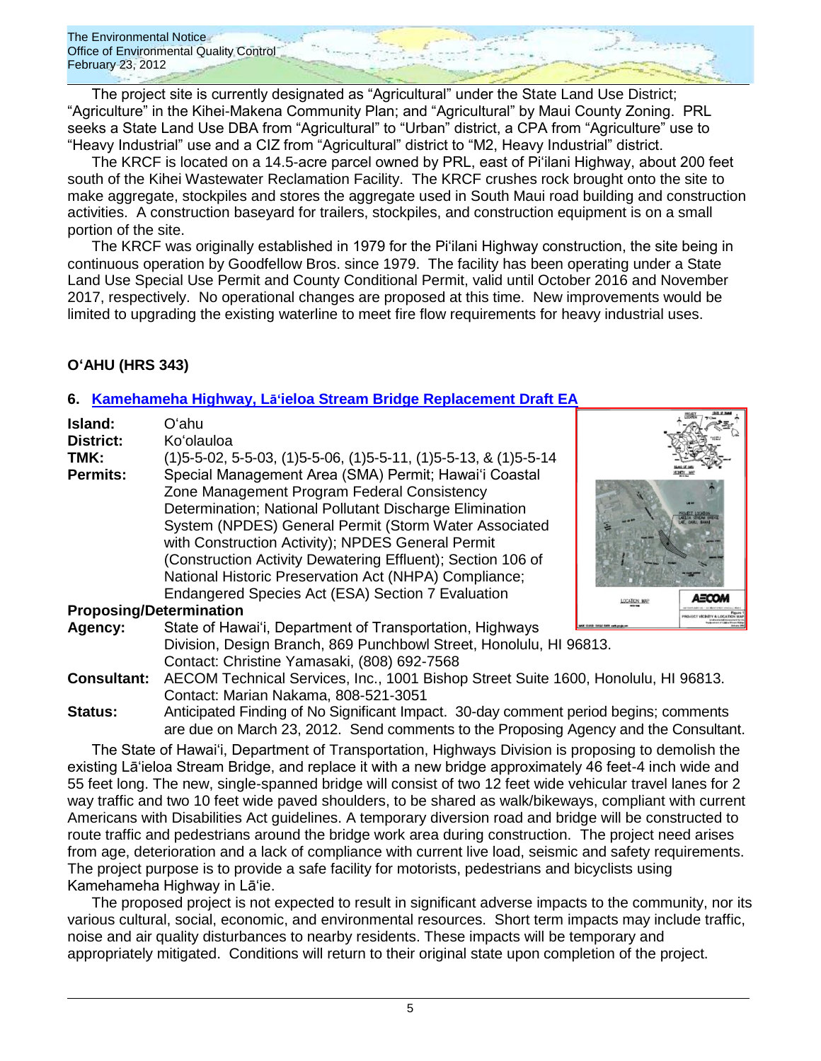The project site is currently designated as "Agricultural" under the State Land Use District; "Agriculture" in the Kihei-Makena Community Plan; and "Agricultural" by Maui County Zoning. PRL seeks a State Land Use DBA from "Agricultural" to "Urban" district, a CPA from "Agriculture" use to "Heavy Industrial" use and a CIZ from "Agricultural" district to "M2, Heavy Industrial" district.

The KRCF is located on a 14.5-acre parcel owned by PRL, east of Pi'ilani Highway, about 200 feet south of the Kihei Wastewater Reclamation Facility. The KRCF crushes rock brought onto the site to make aggregate, stockpiles and stores the aggregate used in South Maui road building and construction activities. A construction baseyard for trailers, stockpiles, and construction equipment is on a small portion of the site.

The KRCF was originally established in 1979 for the Pi'ilani Highway construction, the site being in continuous operation by Goodfellow Bros. since 1979. The facility has been operating under a State Land Use Special Use Permit and County Conditional Permit, valid until October 2016 and November 2017, respectively. No operational changes are proposed at this time. New improvements would be limited to upgrading the existing waterline to meet fire flow requirements for heavy industrial uses.

## O'AHU (HRS 343)

### 6. Kamehameha Highway, Lā'ieloa Stream Bridge Replacement Draft EA

**Island:** O'ahu
**District:** Ko'olauloa
**TMK:** (1)5-5-02, 5-5-03, (1)5-5-06, (1)5-5-11, (1)5-5-13, & (1)5-5-14
**Permits:** Special Management Area (SMA) Permit; Hawai'i Coastal Zone Management Program Federal Consistency Determination; National Pollutant Discharge Elimination System (NPDES) General Permit (Storm Water Associated with Construction Activity); NPDES General Permit (Construction Activity Dewatering Effluent); Section 106 of National Historic Preservation Act (NHPA) Compliance; Endangered Species Act (ESA) Section 7 Evaluation
**Proposing/Determination Agency:** State of Hawai'i, Department of Transportation, Highways Division, Design Branch, 869 Punchbowl Street, Honolulu, HI 96813. Contact: Christine Yamasaki, (808) 692-7568
**Consultant:** AECOM Technical Services, Inc., 1001 Bishop Street Suite 1600, Honolulu, HI 96813. Contact: Marian Nakama, 808-521-3051
**Status:** Anticipated Finding of No Significant Impact. 30-day comment period begins; comments are due on March 23, 2012. Send comments to the Proposing Agency and the Consultant.

The State of Hawai'i, Department of Transportation, Highways Division is proposing to demolish the existing Lā'ieloa Stream Bridge, and replace it with a new bridge approximately 46 feet-4 inch wide and 55 feet long. The new, single-spanned bridge will consist of two 12 feet wide vehicular travel lanes for 2 way traffic and two 10 feet wide paved shoulders, to be shared as walk/bikeways, compliant with current Americans with Disabilities Act guidelines. A temporary diversion road and bridge will be constructed to route traffic and pedestrians around the bridge work area during construction. The project need arises from age, deterioration and a lack of compliance with current live load, seismic and safety requirements. The project purpose is to provide a safe facility for motorists, pedestrians and bicyclists using Kamehameha Highway in Lā'ie.

The proposed project is not expected to result in significant adverse impacts to the community, nor its various cultural, social, economic, and environmental resources. Short term impacts may include traffic, noise and air quality disturbances to nearby residents. These impacts will be temporary and appropriately mitigated. Conditions will return to their original state upon completion of the project.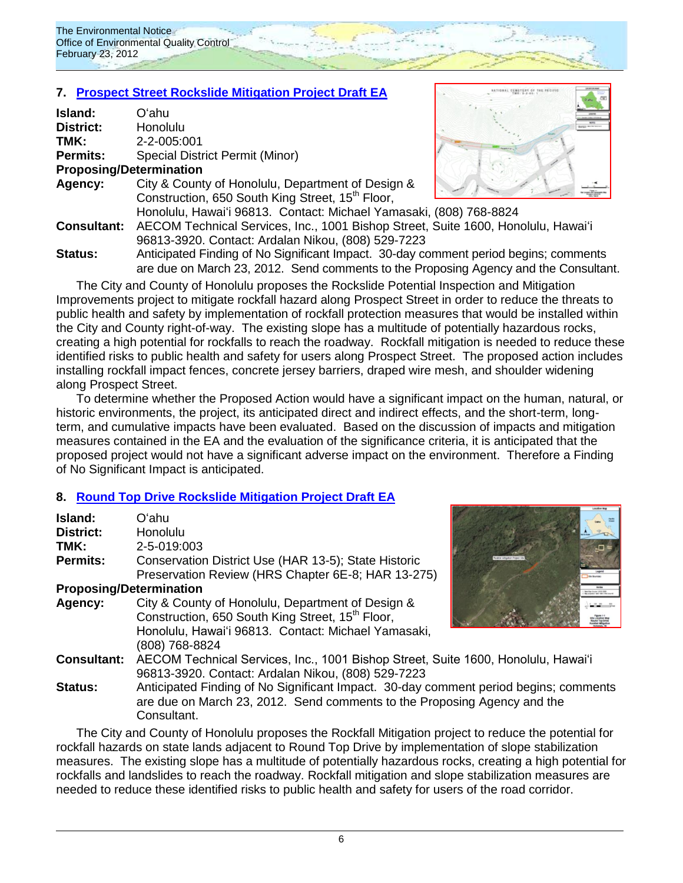## 7. Prospect Street Rockslide Mitigation Project Draft EA

**Island:** Oʻahu
**District:** Honolulu
**TMK:** 2-2-005:001
**Permits:** Special District Permit (Minor)
**Proposing/Determination**
**Agency:** City & County of Honolulu, Department of Design & Construction, 650 South King Street, 15th Floor, Honolulu, Hawaiʻi 96813. Contact: Michael Yamasaki, (808) 768-8824
**Consultant:** AECOM Technical Services, Inc., 1001 Bishop Street, Suite 1600, Honolulu, Hawaiʻi 96813-3920. Contact: Ardalan Nikou, (808) 529-7223
**Status:** Anticipated Finding of No Significant Impact. 30-day comment period begins; comments are due on March 23, 2012. Send comments to the Proposing Agency and the Consultant.

The City and County of Honolulu proposes the Rockslide Potential Inspection and Mitigation Improvements project to mitigate rockfall hazard along Prospect Street in order to reduce the threats to public health and safety by implementation of rockfall protection measures that would be installed within the City and County right-of-way. The existing slope has a multitude of potentially hazardous rocks, creating a high potential for rockfalls to reach the roadway. Rockfall mitigation is needed to reduce these identified risks to public health and safety for users along Prospect Street. The proposed action includes installing rockfall impact fences, concrete jersey barriers, draped wire mesh, and shoulder widening along Prospect Street.

To determine whether the Proposed Action would have a significant impact on the human, natural, or historic environments, the project, its anticipated direct and indirect effects, and the short-term, long-term, and cumulative impacts have been evaluated. Based on the discussion of impacts and mitigation measures contained in the EA and the evaluation of the significance criteria, it is anticipated that the proposed project would not have a significant adverse impact on the environment. Therefore a Finding of No Significant Impact is anticipated.

## 8. Round Top Drive Rockslide Mitigation Project Draft EA

**Island:** Oʻahu
**District:** Honolulu
**TMK:** 2-5-019:003
**Permits:** Conservation District Use (HAR 13-5); State Historic Preservation Review (HRS Chapter 6E-8; HAR 13-275)
**Proposing/Determination**
**Agency:** City & County of Honolulu, Department of Design & Construction, 650 South King Street, 15th Floor, Honolulu, Hawaiʻi 96813. Contact: Michael Yamasaki, (808) 768-8824
**Consultant:** AECOM Technical Services, Inc., 1001 Bishop Street, Suite 1600, Honolulu, Hawaiʻi 96813-3920. Contact: Ardalan Nikou, (808) 529-7223
**Status:** Anticipated Finding of No Significant Impact. 30-day comment period begins; comments are due on March 23, 2012. Send comments to the Proposing Agency and the Consultant.

The City and County of Honolulu proposes the Rockfall Mitigation project to reduce the potential for rockfall hazards on state lands adjacent to Round Top Drive by implementation of slope stabilization measures. The existing slope has a multitude of potentially hazardous rocks, creating a high potential for rockfalls and landslides to reach the roadway. Rockfall mitigation and slope stabilization measures are needed to reduce these identified risks to public health and safety for users of the road corridor.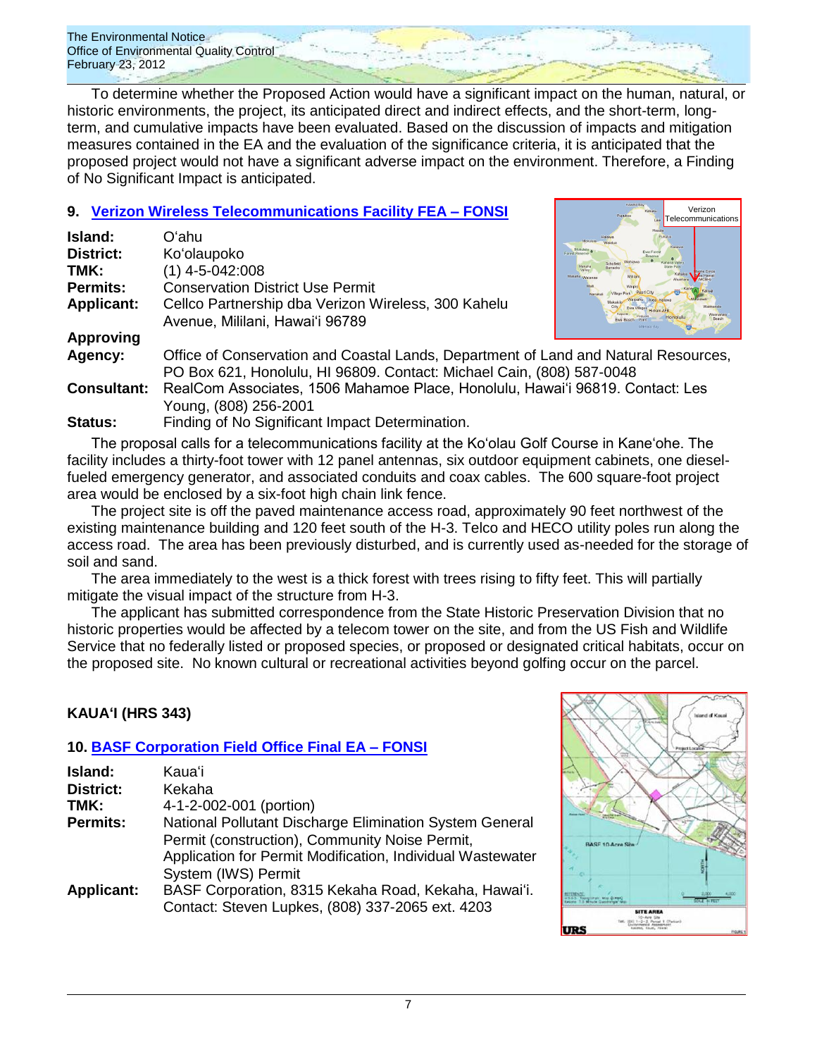To determine whether the Proposed Action would have a significant impact on the human, natural, or historic environments, the project, its anticipated direct and indirect effects, and the short-term, long-term, and cumulative impacts have been evaluated. Based on the discussion of impacts and mitigation measures contained in the EA and the evaluation of the significance criteria, it is anticipated that the proposed project would not have a significant adverse impact on the environment. Therefore, a Finding of No Significant Impact is anticipated.

### 9. Verizon Wireless Telecommunications Facility FEA – FONSI

**Island:** O'ahu
**District:** Ko'olaupoko
**TMK:** (1) 4-5-042:008
**Permits:** Conservation District Use Permit
**Applicant:** Cellco Partnership dba Verizon Wireless, 300 Kahelu Avenue, Mililani, Hawai'i 96789
**Approving Agency:** Office of Conservation and Coastal Lands, Department of Land and Natural Resources, PO Box 621, Honolulu, HI 96809. Contact: Michael Cain, (808) 587-0048
**Consultant:** RealCom Associates, 1506 Mahamoe Place, Honolulu, Hawai'i 96819. Contact: Les Young, (808) 256-2001
**Status:** Finding of No Significant Impact Determination.

The proposal calls for a telecommunications facility at the Ko'olau Golf Course in Kane'ohe. The facility includes a thirty-foot tower with 12 panel antennas, six outdoor equipment cabinets, one diesel-fueled emergency generator, and associated conduits and coax cables. The 600 square-foot project area would be enclosed by a six-foot high chain link fence.

The project site is off the paved maintenance access road, approximately 90 feet northwest of the existing maintenance building and 120 feet south of the H-3. Telco and HECO utility poles run along the access road. The area has been previously disturbed, and is currently used as-needed for the storage of soil and sand.

The area immediately to the west is a thick forest with trees rising to fifty feet. This will partially mitigate the visual impact of the structure from H-3.

The applicant has submitted correspondence from the State Historic Preservation Division that no historic properties would be affected by a telecom tower on the site, and from the US Fish and Wildlife Service that no federally listed or proposed species, or proposed or designated critical habitats, occur on the proposed site. No known cultural or recreational activities beyond golfing occur on the parcel.

## KAUA'I (HRS 343)

### 10. BASF Corporation Field Office Final EA – FONSI

**Island:** Kaua'i
**District:** Kekaha
**TMK:** 4-1-2-002-001 (portion)
**Permits:** National Pollutant Discharge Elimination System General Permit (construction), Community Noise Permit, Application for Permit Modification, Individual Wastewater System (IWS) Permit
**Applicant:** BASF Corporation, 8315 Kekaha Road, Kekaha, Hawai'i. Contact: Steven Lupkes, (808) 337-2065 ext. 4203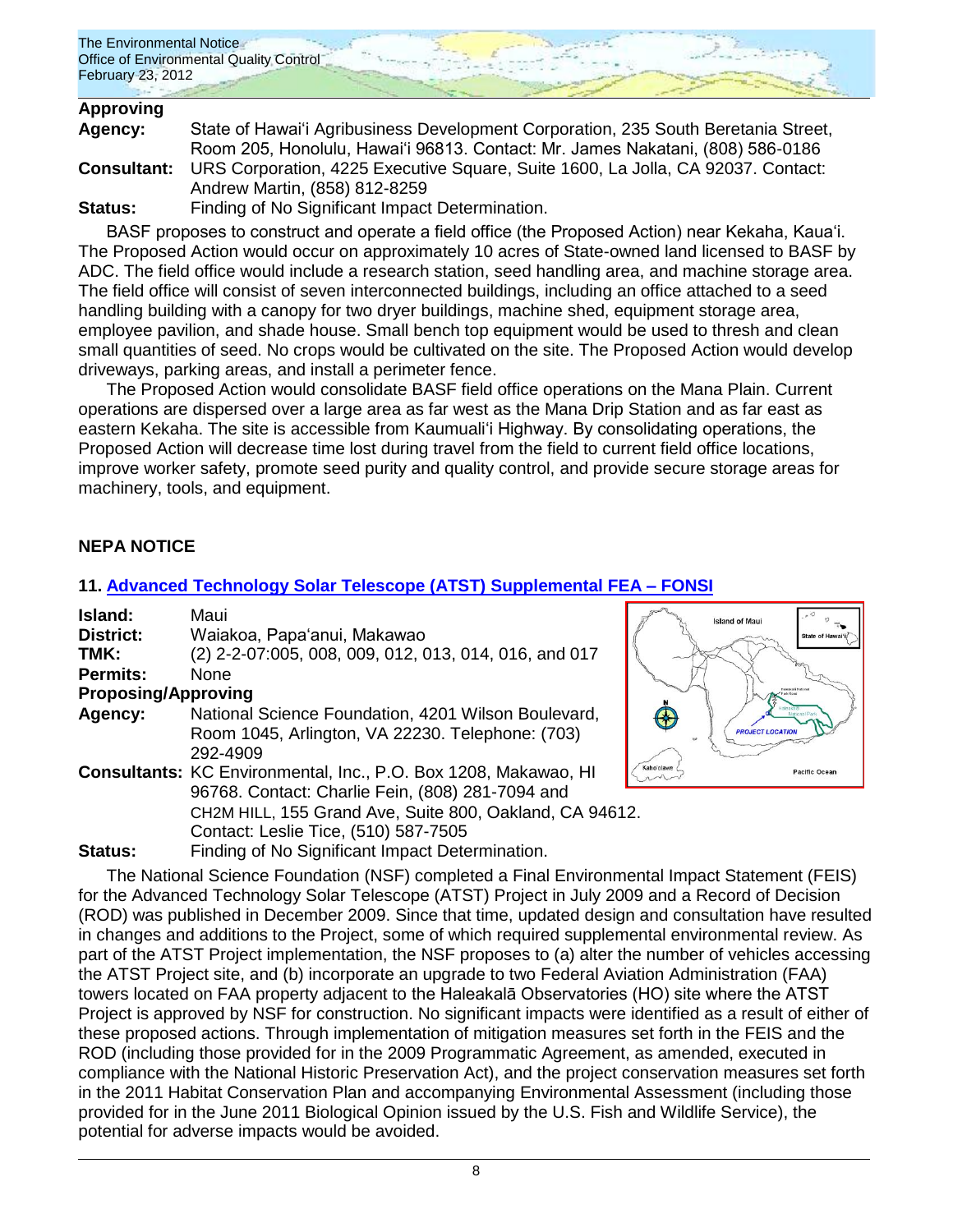**Approving Agency:** State of Hawai'i Agribusiness Development Corporation, 235 South Beretania Street, Room 205, Honolulu, Hawai'i 96813. Contact: Mr. James Nakatani, (808) 586-0186

**Consultant:** URS Corporation, 4225 Executive Square, Suite 1600, La Jolla, CA 92037. Contact: Andrew Martin, (858) 812-8259

**Status:** Finding of No Significant Impact Determination.

BASF proposes to construct and operate a field office (the Proposed Action) near Kekaha, Kaua'i. The Proposed Action would occur on approximately 10 acres of State-owned land licensed to BASF by ADC. The field office would include a research station, seed handling area, and machine storage area. The field office will consist of seven interconnected buildings, including an office attached to a seed handling building with a canopy for two dryer buildings, machine shed, equipment storage area, employee pavilion, and shade house. Small bench top equipment would be used to thresh and clean small quantities of seed. No crops would be cultivated on the site. The Proposed Action would develop driveways, parking areas, and install a perimeter fence.

The Proposed Action would consolidate BASF field office operations on the Mana Plain. Current operations are dispersed over a large area as far west as the Mana Drip Station and as far east as eastern Kekaha. The site is accessible from Kaumuali'i Highway. By consolidating operations, the Proposed Action will decrease time lost during travel from the field to current field office locations, improve worker safety, promote seed purity and quality control, and provide secure storage areas for machinery, tools, and equipment.

## NEPA NOTICE

### 11. Advanced Technology Solar Telescope (ATST) Supplemental FEA – FONSI

**Island:** Maui

**District:** Waiakoa, Papa'anui, Makawao

**TMK:** (2) 2-2-07:005, 008, 009, 012, 013, 014, 016, and 017

**Permits:** None

**Proposing/Approving Agency:** National Science Foundation, 4201 Wilson Boulevard, Room 1045, Arlington, VA 22230. Telephone: (703) 292-4909

**Consultants:** KC Environmental, Inc., P.O. Box 1208, Makawao, HI 96768. Contact: Charlie Fein, (808) 281-7094 and CH2M HILL, 155 Grand Ave, Suite 800, Oakland, CA 94612. Contact: Leslie Tice, (510) 587-7505

**Status:** Finding of No Significant Impact Determination.

The National Science Foundation (NSF) completed a Final Environmental Impact Statement (FEIS) for the Advanced Technology Solar Telescope (ATST) Project in July 2009 and a Record of Decision (ROD) was published in December 2009. Since that time, updated design and consultation have resulted in changes and additions to the Project, some of which required supplemental environmental review. As part of the ATST Project implementation, the NSF proposes to (a) alter the number of vehicles accessing the ATST Project site, and (b) incorporate an upgrade to two Federal Aviation Administration (FAA) towers located on FAA property adjacent to the Haleakalā Observatories (HO) site where the ATST Project is approved by NSF for construction. No significant impacts were identified as a result of either of these proposed actions. Through implementation of mitigation measures set forth in the FEIS and the ROD (including those provided for in the 2009 Programmatic Agreement, as amended, executed in compliance with the National Historic Preservation Act), and the project conservation measures set forth in the 2011 Habitat Conservation Plan and accompanying Environmental Assessment (including those provided for in the June 2011 Biological Opinion issued by the U.S. Fish and Wildlife Service), the potential for adverse impacts would be avoided.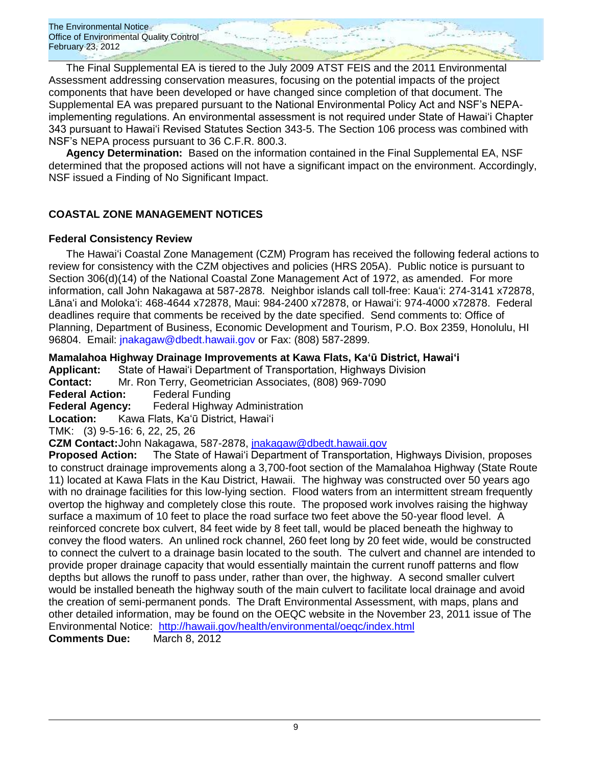The Final Supplemental EA is tiered to the July 2009 ATST FEIS and the 2011 Environmental Assessment addressing conservation measures, focusing on the potential impacts of the project components that have been developed or have changed since completion of that document. The Supplemental EA was prepared pursuant to the National Environmental Policy Act and NSF's NEPA-implementing regulations. An environmental assessment is not required under State of Hawaiʻi Chapter 343 pursuant to Hawaiʻi Revised Statutes Section 343-5. The Section 106 process was combined with NSF's NEPA process pursuant to 36 C.F.R. 800.3.

**Agency Determination:** Based on the information contained in the Final Supplemental EA, NSF determined that the proposed actions will not have a significant impact on the environment. Accordingly, NSF issued a Finding of No Significant Impact.

## COASTAL ZONE MANAGEMENT NOTICES

### Federal Consistency Review

The Hawaiʻi Coastal Zone Management (CZM) Program has received the following federal actions to review for consistency with the CZM objectives and policies (HRS 205A). Public notice is pursuant to Section 306(d)(14) of the National Coastal Zone Management Act of 1972, as amended. For more information, call John Nakagawa at 587-2878. Neighbor islands call toll-free: Kauaʻi: 274-3141 x72878, Lānaʻi and Molokaʻi: 468-4644 x72878, Maui: 984-2400 x72878, or Hawaiʻi: 974-4000 x72878. Federal deadlines require that comments be received by the date specified. Send comments to: Office of Planning, Department of Business, Economic Development and Tourism, P.O. Box 2359, Honolulu, HI 96804. Email: jnakagaw@dbedt.hawaii.gov or Fax: (808) 587-2899.

**Mamalahoa Highway Drainage Improvements at Kawa Flats, Kaʻū District, Hawaiʻi**

**Applicant:** State of Hawaiʻi Department of Transportation, Highways Division
**Contact:** Mr. Ron Terry, Geometrician Associates, (808) 969-7090
**Federal Action:** Federal Funding
**Federal Agency:** Federal Highway Administration
**Location:** Kawa Flats, Kaʻū District, Hawaiʻi
TMK: (3) 9-5-16: 6, 22, 25, 26
**CZM Contact:** John Nakagawa, 587-2878, jnakagaw@dbedt.hawaii.gov
**Proposed Action:** The State of Hawaiʻi Department of Transportation, Highways Division, proposes to construct drainage improvements along a 3,700-foot section of the Mamalahoa Highway (State Route 11) located at Kawa Flats in the Kau District, Hawaii. The highway was constructed over 50 years ago with no drainage facilities for this low-lying section. Flood waters from an intermittent stream frequently overtop the highway and completely close this route. The proposed work involves raising the highway surface a maximum of 10 feet to place the road surface two feet above the 50-year flood level. A reinforced concrete box culvert, 84 feet wide by 8 feet tall, would be placed beneath the highway to convey the flood waters. An unlined rock channel, 260 feet long by 20 feet wide, would be constructed to connect the culvert to a drainage basin located to the south. The culvert and channel are intended to provide proper drainage capacity that would essentially maintain the current runoff patterns and flow depths but allows the runoff to pass under, rather than over, the highway. A second smaller culvert would be installed beneath the highway south of the main culvert to facilitate local drainage and avoid the creation of semi-permanent ponds. The Draft Environmental Assessment, with maps, plans and other detailed information, may be found on the OEQC website in the November 23, 2011 issue of The Environmental Notice: http://hawaii.gov/health/environmental/oeqc/index.html
**Comments Due:** March 8, 2012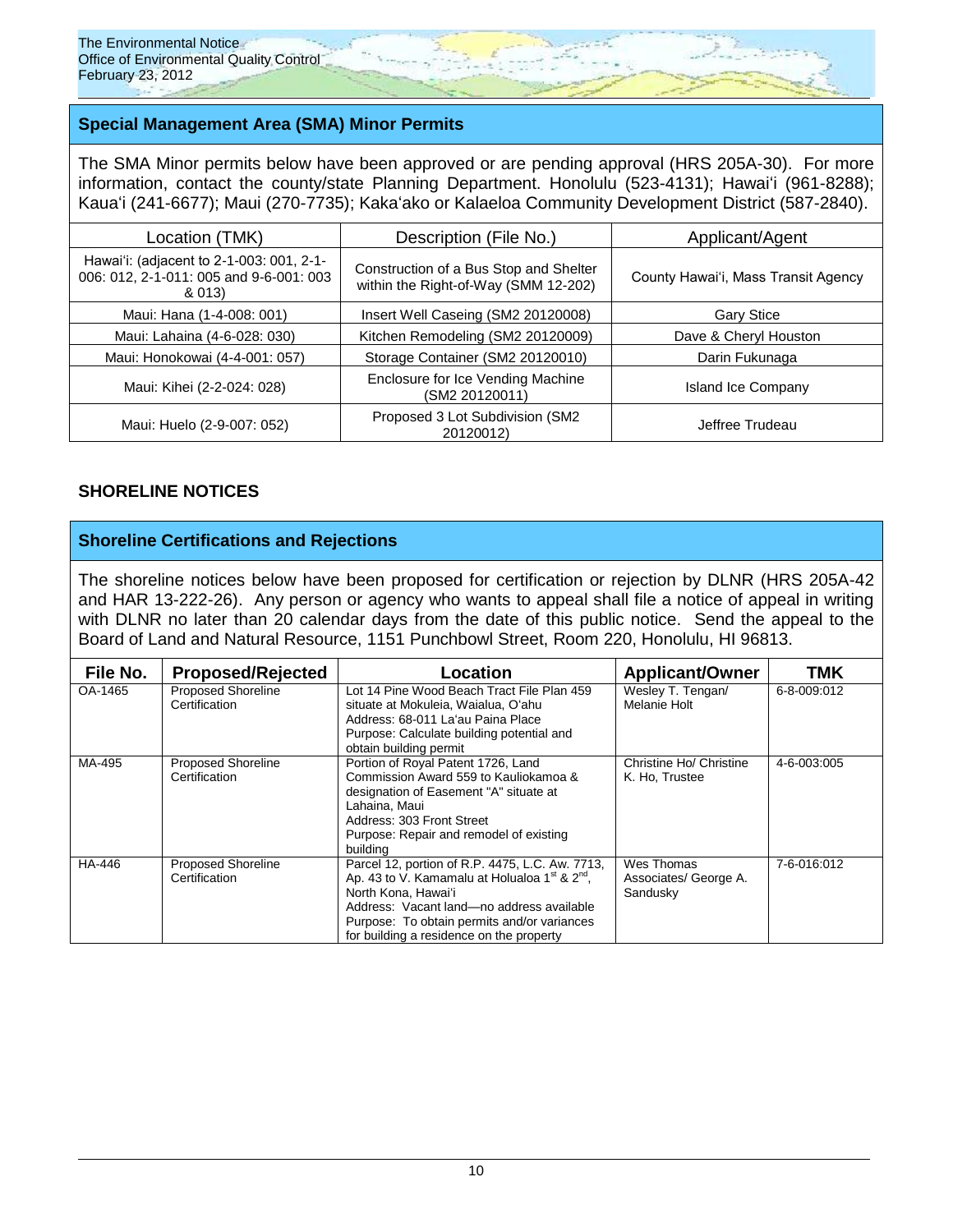## Special Management Area (SMA) Minor Permits

The SMA Minor permits below have been approved or are pending approval (HRS 205A-30). For more information, contact the county/state Planning Department. Honolulu (523-4131); Hawai'i (961-8288); Kaua'i (241-6677); Maui (270-7735); Kaka'ako or Kalaeloa Community Development District (587-2840).

| Location (TMK) | Description (File No.) | Applicant/Agent |
|---|---|---|
| Hawai'i: (adjacent to 2-1-003: 001, 2-1-006: 012, 2-1-011: 005 and 9-6-001: 003 & 013) | Construction of a Bus Stop and Shelter within the Right-of-Way (SMM 12-202) | County Hawai'i, Mass Transit Agency |
| Maui: Hana (1-4-008: 001) | Insert Well Caseing (SM2 20120008) | Gary Stice |
| Maui: Lahaina (4-6-028: 030) | Kitchen Remodeling (SM2 20120009) | Dave & Cheryl Houston |
| Maui: Honokowai (4-4-001: 057) | Storage Container (SM2 20120010) | Darin Fukunaga |
| Maui: Kihei (2-2-024: 028) | Enclosure for Ice Vending Machine (SM2 20120011) | Island Ice Company |
| Maui: Huelo (2-9-007: 052) | Proposed 3 Lot Subdivision (SM2 20120012) | Jeffree Trudeau |

## SHORELINE NOTICES

### Shoreline Certifications and Rejections

The shoreline notices below have been proposed for certification or rejection by DLNR (HRS 205A-42 and HAR 13-222-26). Any person or agency who wants to appeal shall file a notice of appeal in writing with DLNR no later than 20 calendar days from the date of this public notice. Send the appeal to the Board of Land and Natural Resource, 1151 Punchbowl Street, Room 220, Honolulu, HI 96813.

| File No. | Proposed/Rejected | Location | Applicant/Owner | TMK |
|---|---|---|---|---|
| OA-1465 | Proposed Shoreline Certification | Lot 14 Pine Wood Beach Tract File Plan 459 situate at Mokuleia, Waialua, O'ahu<br>Address: 68-011 La'au Paina Place<br>Purpose: Calculate building potential and obtain building permit | Wesley T. Tengan/ Melanie Holt | 6-8-009:012 |
| MA-495 | Proposed Shoreline Certification | Portion of Royal Patent 1726, Land Commission Award 559 to Kauliokamoa & designation of Easement "A" situate at Lahaina, Maui<br>Address: 303 Front Street<br>Purpose: Repair and remodel of existing building | Christine Ho/ Christine K. Ho, Trustee | 4-6-003:005 |
| HA-446 | Proposed Shoreline Certification | Parcel 12, portion of R.P. 4475, L.C. Aw. 7713, Ap. 43 to V. Kamamalu at Holualoa 1st & 2nd, North Kona, Hawai'i<br>Address: Vacant land—no address available<br>Purpose: To obtain permits and/or variances for building a residence on the property | Wes Thomas Associates/ George A. Sandusky | 7-6-016:012 |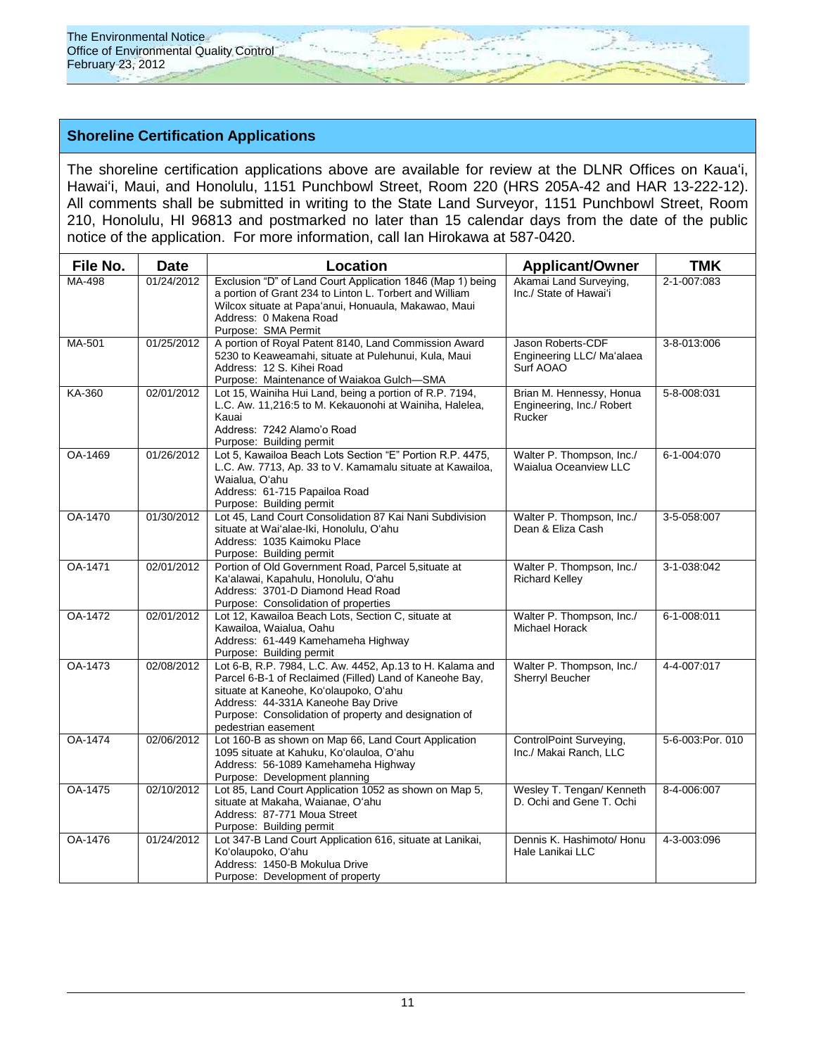## Shoreline Certification Applications

The shoreline certification applications above are available for review at the DLNR Offices on Kaua'i, Hawai'i, Maui, and Honolulu, 1151 Punchbowl Street, Room 220 (HRS 205A-42 and HAR 13-222-12). All comments shall be submitted in writing to the State Land Surveyor, 1151 Punchbowl Street, Room 210, Honolulu, HI 96813 and postmarked no later than 15 calendar days from the date of the public notice of the application. For more information, call Ian Hirokawa at 587-0420.

| File No. | Date | Location | Applicant/Owner | TMK |
|---|---|---|---|---|
| MA-498 | 01/24/2012 | Exclusion "D" of Land Court Application 1846 (Map 1) being a portion of Grant 234 to Linton L. Torbert and William Wilcox situate at Papa'anui, Honuaula, Makawao, Maui<br>Address: 0 Makena Road<br>Purpose: SMA Permit | Akamai Land Surveying, Inc./ State of Hawai'i | 2-1-007:083 |
| MA-501 | 01/25/2012 | A portion of Royal Patent 8140, Land Commission Award 5230 to Keaweamahi, situate at Pulehunui, Kula, Maui<br>Address: 12 S. Kihei Road<br>Purpose: Maintenance of Waiakoa Gulch—SMA | Jason Roberts-CDF Engineering LLC/ Ma'alaea Surf AOAO | 3-8-013:006 |
| KA-360 | 02/01/2012 | Lot 15, Wainiha Hui Land, being a portion of R.P. 7194, L.C. Aw. 11,216:5 to M. Kekauonohi at Wainiha, Halelea, Kauai<br>Address: 7242 Alamo'o Road<br>Purpose: Building permit | Brian M. Hennessy, Honua Engineering, Inc./ Robert Rucker | 5-8-008:031 |
| OA-1469 | 01/26/2012 | Lot 5, Kawailoa Beach Lots Section "E" Portion R.P. 4475, L.C. Aw. 7713, Ap. 33 to V. Kamamalu situate at Kawailoa, Waialua, O'ahu<br>Address: 61-715 Papailoa Road<br>Purpose: Building permit | Walter P. Thompson, Inc./ Waialua Oceanview LLC | 6-1-004:070 |
| OA-1470 | 01/30/2012 | Lot 45, Land Court Consolidation 87 Kai Nani Subdivision situate at Wai'alae-Iki, Honolulu, O'ahu<br>Address: 1035 Kaimoku Place<br>Purpose: Building permit | Walter P. Thompson, Inc./ Dean & Eliza Cash | 3-5-058:007 |
| OA-1471 | 02/01/2012 | Portion of Old Government Road, Parcel 5,situate at Ka'alawai, Kapahulu, Honolulu, O'ahu<br>Address: 3701-D Diamond Head Road<br>Purpose: Consolidation of properties | Walter P. Thompson, Inc./ Richard Kelley | 3-1-038:042 |
| OA-1472 | 02/01/2012 | Lot 12, Kawailoa Beach Lots, Section C, situate at Kawailoa, Waialua, Oahu<br>Address: 61-449 Kamehameha Highway<br>Purpose: Building permit | Walter P. Thompson, Inc./ Michael Horack | 6-1-008:011 |
| OA-1473 | 02/08/2012 | Lot 6-B, R.P. 7984, L.C. Aw. 4452, Ap.13 to H. Kalama and Parcel 6-B-1 of Reclaimed (Filled) Land of Kaneohe Bay, situate at Kaneohe, Ko'olaupoko, O'ahu<br>Address: 44-331A Kaneohe Bay Drive<br>Purpose: Consolidation of property and designation of pedestrian easement | Walter P. Thompson, Inc./ Sherryl Beucher | 4-4-007:017 |
| OA-1474 | 02/06/2012 | Lot 160-B as shown on Map 66, Land Court Application 1095 situate at Kahuku, Ko'olauloa, O'ahu<br>Address: 56-1089 Kamehameha Highway<br>Purpose: Development planning | ControlPoint Surveying, Inc./ Makai Ranch, LLC | 5-6-003:Por. 010 |
| OA-1475 | 02/10/2012 | Lot 85, Land Court Application 1052 as shown on Map 5, situate at Makaha, Waianae, O'ahu<br>Address: 87-771 Moua Street<br>Purpose: Building permit | Wesley T. Tengan/ Kenneth D. Ochi and Gene T. Ochi | 8-4-006:007 |
| OA-1476 | 01/24/2012 | Lot 347-B Land Court Application 616, situate at Lanikai, Ko'olaupoko, O'ahu<br>Address: 1450-B Mokulua Drive<br>Purpose: Development of property | Dennis K. Hashimoto/ Honu Hale Lanikai LLC | 4-3-003:096 |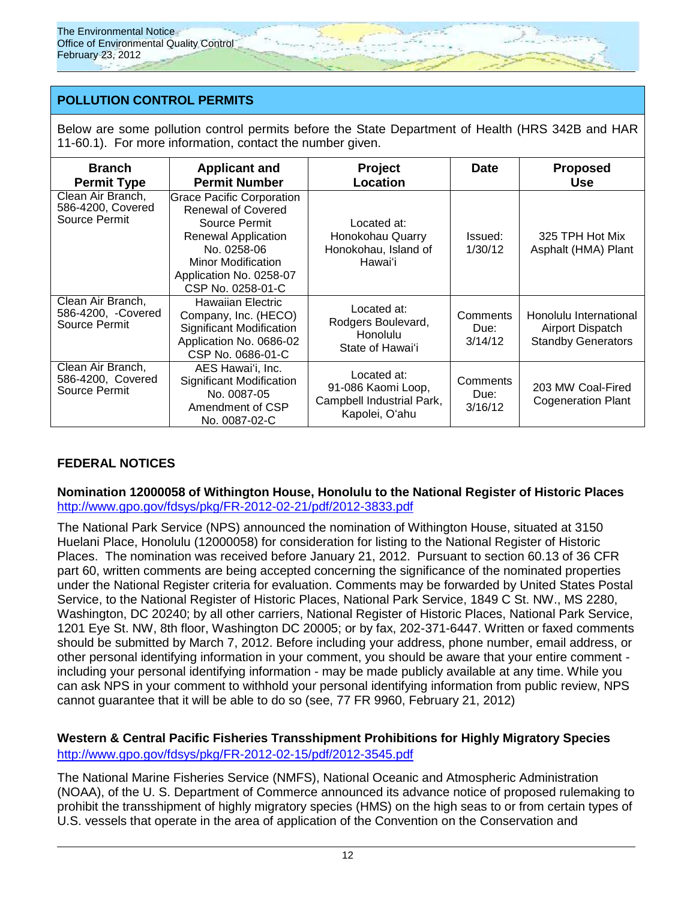## POLLUTION CONTROL PERMITS

Below are some pollution control permits before the State Department of Health (HRS 342B and HAR 11-60.1). For more information, contact the number given.

| Branch Permit Type | Applicant and Permit Number | Project Location | Date | Proposed Use |
|---|---|---|---|---|
| Clean Air Branch, 586-4200, Covered Source Permit | Grace Pacific Corporation Renewal of Covered Source Permit Renewal Application No. 0258-06 Minor Modification Application No. 0258-07 CSP No. 0258-01-C | Located at: Honokohau Quarry Honokohau, Island of Hawai'i | Issued: 1/30/12 | 325 TPH Hot Mix Asphalt (HMA) Plant |
| Clean Air Branch, 586-4200, -Covered Source Permit | Hawaiian Electric Company, Inc. (HECO) Significant Modification Application No. 0686-02 CSP No. 0686-01-C | Located at: Rodgers Boulevard, Honolulu State of Hawai'i | Comments Due: 3/14/12 | Honolulu International Airport Dispatch Standby Generators |
| Clean Air Branch, 586-4200, Covered Source Permit | AES Hawai'i, Inc. Significant Modification No. 0087-05 Amendment of CSP No. 0087-02-C | Located at: 91-086 Kaomi Loop, Campbell Industrial Park, Kapolei, O'ahu | Comments Due: 3/16/12 | 203 MW Coal-Fired Cogeneration Plant |

## FEDERAL NOTICES

**Nomination 12000058 of Withington House, Honolulu to the National Register of Historic Places**
http://www.gpo.gov/fdsys/pkg/FR-2012-02-21/pdf/2012-3833.pdf

The National Park Service (NPS) announced the nomination of Withington House, situated at 3150 Huelani Place, Honolulu (12000058) for consideration for listing to the National Register of Historic Places. The nomination was received before January 21, 2012. Pursuant to section 60.13 of 36 CFR part 60, written comments are being accepted concerning the significance of the nominated properties under the National Register criteria for evaluation. Comments may be forwarded by United States Postal Service, to the National Register of Historic Places, National Park Service, 1849 C St. NW., MS 2280, Washington, DC 20240; by all other carriers, National Register of Historic Places, National Park Service, 1201 Eye St. NW, 8th floor, Washington DC 20005; or by fax, 202-371-6447. Written or faxed comments should be submitted by March 7, 2012. Before including your address, phone number, email address, or other personal identifying information in your comment, you should be aware that your entire comment - including your personal identifying information - may be made publicly available at any time. While you can ask NPS in your comment to withhold your personal identifying information from public review, NPS cannot guarantee that it will be able to do so (see, 77 FR 9960, February 21, 2012)

**Western & Central Pacific Fisheries Transshipment Prohibitions for Highly Migratory Species**
http://www.gpo.gov/fdsys/pkg/FR-2012-02-15/pdf/2012-3545.pdf

The National Marine Fisheries Service (NMFS), National Oceanic and Atmospheric Administration (NOAA), of the U. S. Department of Commerce announced its advance notice of proposed rulemaking to prohibit the transshipment of highly migratory species (HMS) on the high seas to or from certain types of U.S. vessels that operate in the area of application of the Convention on the Conservation and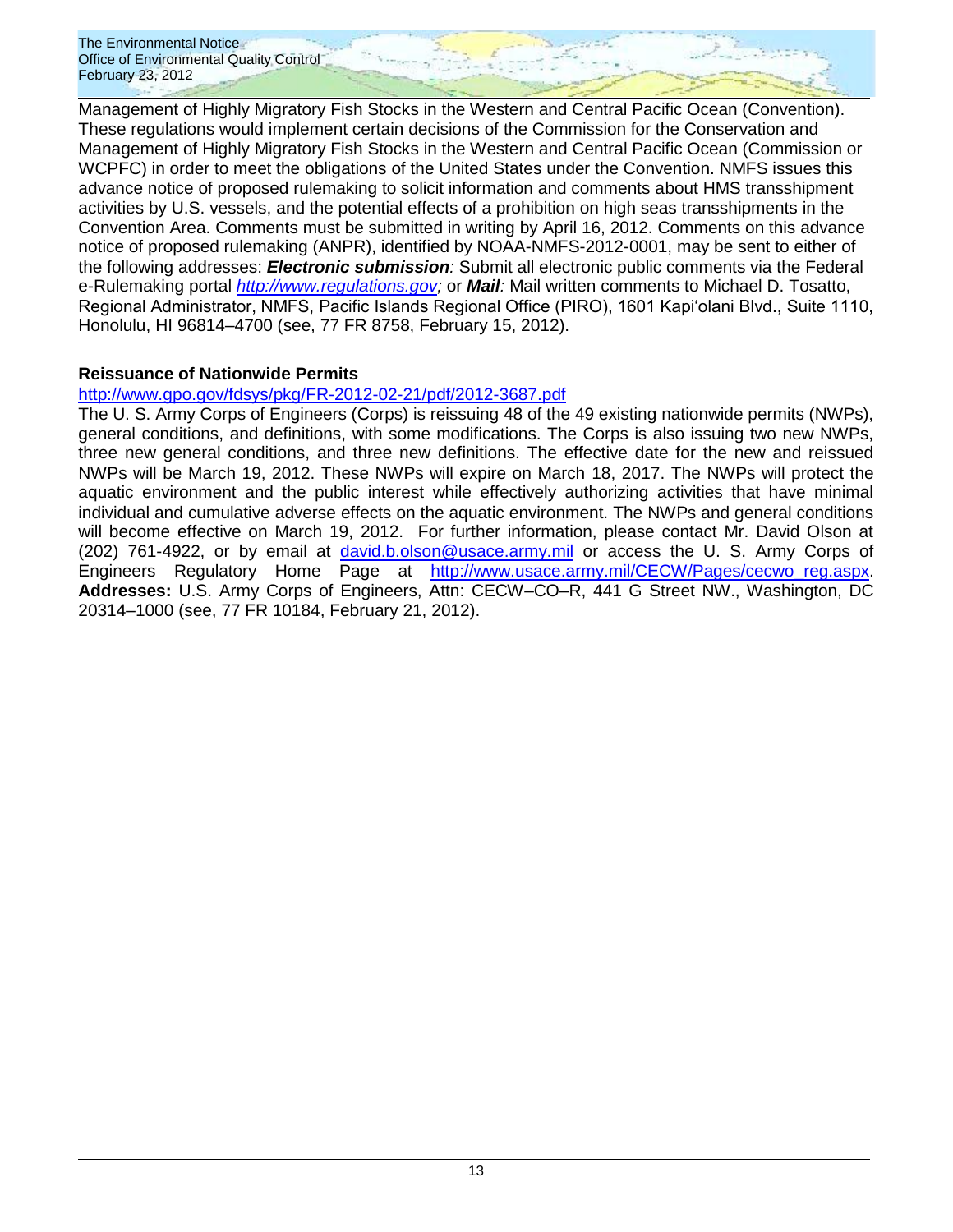Management of Highly Migratory Fish Stocks in the Western and Central Pacific Ocean (Convention). These regulations would implement certain decisions of the Commission for the Conservation and Management of Highly Migratory Fish Stocks in the Western and Central Pacific Ocean (Commission or WCPFC) in order to meet the obligations of the United States under the Convention. NMFS issues this advance notice of proposed rulemaking to solicit information and comments about HMS transshipment activities by U.S. vessels, and the potential effects of a prohibition on high seas transshipments in the Convention Area. Comments must be submitted in writing by April 16, 2012. Comments on this advance notice of proposed rulemaking (ANPR), identified by NOAA-NMFS-2012-0001, may be sent to either of the following addresses: ***Electronic submission****:* Submit all electronic public comments via the Federal e-Rulemaking portal *http://www.regulations.gov;* or ***Mail****:* Mail written comments to Michael D. Tosatto, Regional Administrator, NMFS, Pacific Islands Regional Office (PIRO), 1601 Kapi'olani Blvd., Suite 1110, Honolulu, HI 96814–4700 (see, 77 FR 8758, February 15, 2012).

**Reissuance of Nationwide Permits**

http://www.gpo.gov/fdsys/pkg/FR-2012-02-21/pdf/2012-3687.pdf

The U. S. Army Corps of Engineers (Corps) is reissuing 48 of the 49 existing nationwide permits (NWPs), general conditions, and definitions, with some modifications. The Corps is also issuing two new NWPs, three new general conditions, and three new definitions. The effective date for the new and reissued NWPs will be March 19, 2012. These NWPs will expire on March 18, 2017. The NWPs will protect the aquatic environment and the public interest while effectively authorizing activities that have minimal individual and cumulative adverse effects on the aquatic environment. The NWPs and general conditions will become effective on March 19, 2012. For further information, please contact Mr. David Olson at (202) 761-4922, or by email at david.b.olson@usace.army.mil or access the U. S. Army Corps of Engineers Regulatory Home Page at http://www.usace.army.mil/CECW/Pages/cecwo_reg.aspx. **Addresses:** U.S. Army Corps of Engineers, Attn: CECW–CO–R, 441 G Street NW., Washington, DC 20314–1000 (see, 77 FR 10184, February 21, 2012).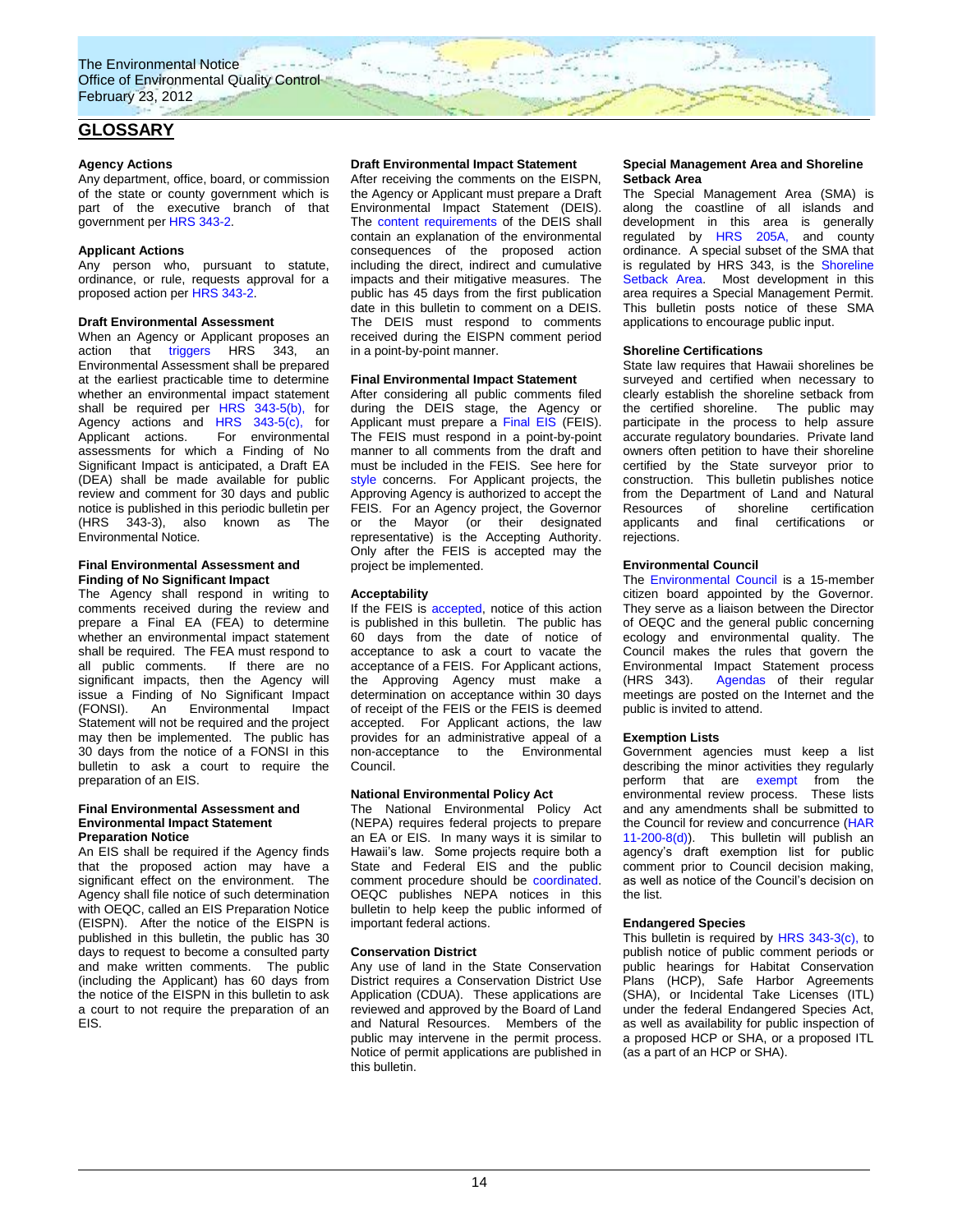## GLOSSARY

### Agency Actions

Any department, office, board, or commission of the state or county government which is part of the executive branch of that government per HRS 343-2.

### Applicant Actions

Any person who, pursuant to statute, ordinance, or rule, requests approval for a proposed action per HRS 343-2.

### Draft Environmental Assessment

When an Agency or Applicant proposes an action that triggers HRS 343, an Environmental Assessment shall be prepared at the earliest practicable time to determine whether an environmental impact statement shall be required per HRS 343-5(b), for Agency actions and HRS 343-5(c), for Applicant actions. For environmental assessments for which a Finding of No Significant Impact is anticipated, a Draft EA (DEA) shall be made available for public review and comment for 30 days and public notice is published in this periodic bulletin per (HRS 343-3), also known as The Environmental Notice.

### Final Environmental Assessment and Finding of No Significant Impact

The Agency shall respond in writing to comments received during the review and prepare a Final EA (FEA) to determine whether an environmental impact statement shall be required. The FEA must respond to all public comments. If there are no significant impacts, then the Agency will issue a Finding of No Significant Impact (FONSI). An Environmental Impact Statement will not be required and the project may then be implemented. The public has 30 days from the notice of a FONSI in this bulletin to ask a court to require the preparation of an EIS.

### Final Environmental Assessment and Environmental Impact Statement Preparation Notice

An EIS shall be required if the Agency finds that the proposed action may have a significant effect on the environment. The Agency shall file notice of such determination with OEQC, called an EIS Preparation Notice (EISPN). After the notice of the EISPN is published in this bulletin, the public has 30 days to request to become a consulted party and make written comments. The public (including the Applicant) has 60 days from the notice of the EISPN in this bulletin to ask a court to not require the preparation of an EIS.

### Draft Environmental Impact Statement

After receiving the comments on the EISPN, the Agency or Applicant must prepare a Draft Environmental Impact Statement (DEIS). The content requirements of the DEIS shall contain an explanation of the environmental consequences of the proposed action including the direct, indirect and cumulative impacts and their mitigative measures. The public has 45 days from the first publication date in this bulletin to comment on a DEIS. The DEIS must respond to comments received during the EISPN comment period in a point-by-point manner.

### Final Environmental Impact Statement

After considering all public comments filed during the DEIS stage, the Agency or Applicant must prepare a Final EIS (FEIS). The FEIS must respond in a point-by-point manner to all comments from the draft and must be included in the FEIS. See here for style concerns. For Applicant projects, the Approving Agency is authorized to accept the FEIS. For an Agency project, the Governor or the Mayor (or their designated representative) is the Accepting Authority. Only after the FEIS is accepted may the project be implemented.

### Acceptability

If the FEIS is accepted, notice of this action is published in this bulletin. The public has 60 days from the date of notice of acceptance to ask a court to vacate the acceptance of a FEIS. For Applicant actions, the Approving Agency must make a determination on acceptance within 30 days of receipt of the FEIS or the FEIS is deemed accepted. For Applicant actions, the law provides for an administrative appeal of a non-acceptance to the Environmental Council.

### National Environmental Policy Act

The National Environmental Policy Act (NEPA) requires federal projects to prepare an EA or EIS. In many ways it is similar to Hawaii's law. Some projects require both a State and Federal EIS and the public comment procedure should be coordinated. OEQC publishes NEPA notices in this bulletin to help keep the public informed of important federal actions.

### Conservation District

Any use of land in the State Conservation District requires a Conservation District Use Application (CDUA). These applications are reviewed and approved by the Board of Land and Natural Resources. Members of the public may intervene in the permit process. Notice of permit applications are published in this bulletin.

### Special Management Area and Shoreline Setback Area

The Special Management Area (SMA) is along the coastline of all islands and development in this area is generally regulated by HRS 205A, and county ordinance. A special subset of the SMA that is regulated by HRS 343, is the Shoreline Setback Area. Most development in this area requires a Special Management Permit. This bulletin posts notice of these SMA applications to encourage public input.

### Shoreline Certifications

State law requires that Hawaii shorelines be surveyed and certified when necessary to clearly establish the shoreline setback from the certified shoreline. The public may participate in the process to help assure accurate regulatory boundaries. Private land owners often petition to have their shoreline certified by the State surveyor prior to construction. This bulletin publishes notice from the Department of Land and Natural Resources of shoreline certification applicants and final certifications or rejections.

### Environmental Council

The Environmental Council is a 15-member citizen board appointed by the Governor. They serve as a liaison between the Director of OEQC and the general public concerning ecology and environmental quality. The Council makes the rules that govern the Environmental Impact Statement process (HRS 343). Agendas of their regular meetings are posted on the Internet and the public is invited to attend.

### Exemption Lists

Government agencies must keep a list describing the minor activities they regularly perform that are exempt from the environmental review process. These lists and any amendments shall be submitted to the Council for review and concurrence (HAR 11-200-8(d)). This bulletin will publish an agency's draft exemption list for public comment prior to Council decision making, as well as notice of the Council's decision on the list.

### Endangered Species

This bulletin is required by HRS 343-3(c), to publish notice of public comment periods or public hearings for Habitat Conservation Plans (HCP), Safe Harbor Agreements (SHA), or Incidental Take Licenses (ITL) under the federal Endangered Species Act, as well as availability for public inspection of a proposed HCP or SHA, or a proposed ITL (as a part of an HCP or SHA).